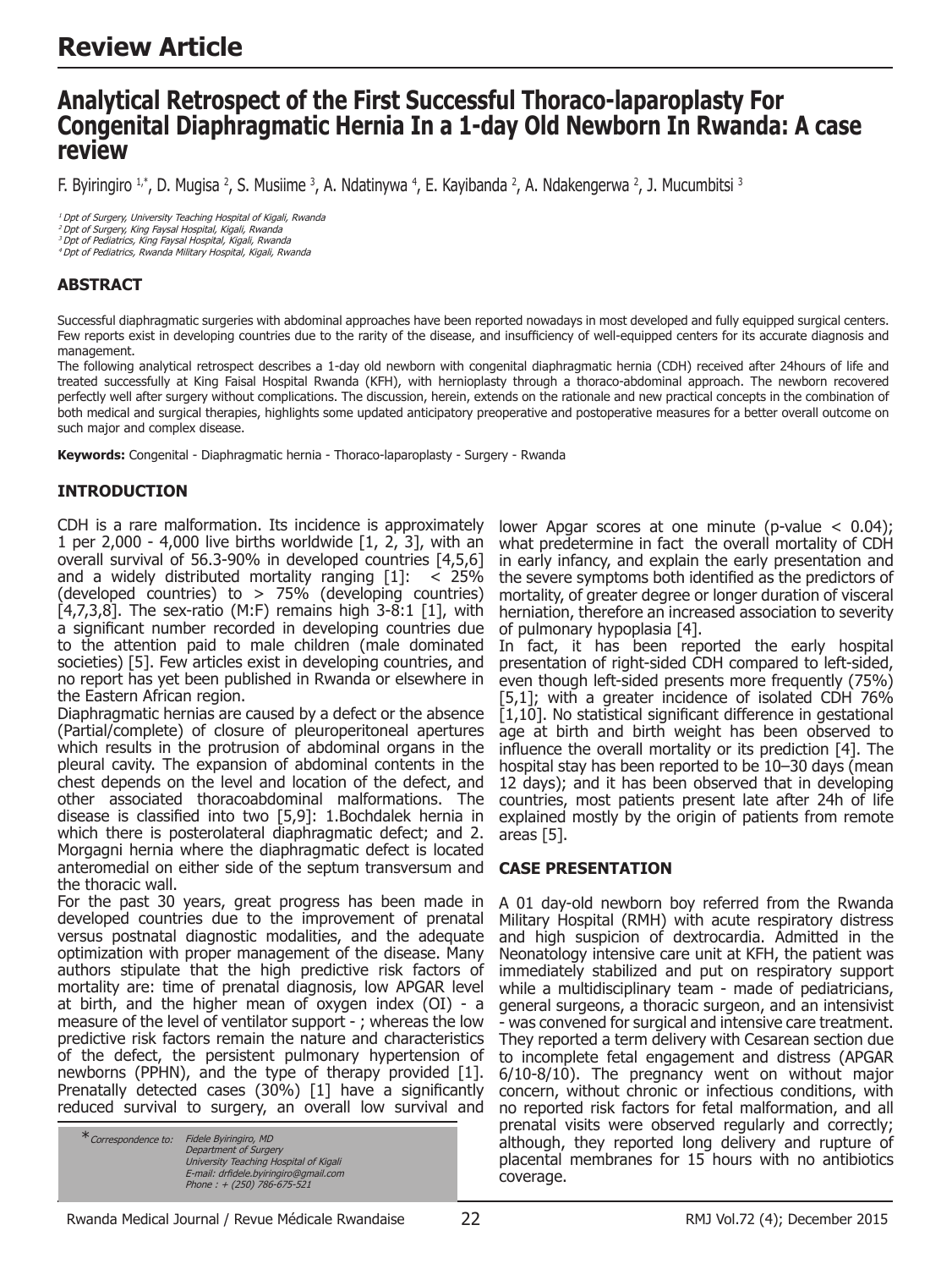# Review Article

## Analytical Retrospect of the First Successful Thoraco-laparoplasty For Congenital Diaphragmatic Hernia In a 1-day Old Newborn In Rwanda: A case review

F. Byiringiro [1,*], D. Mugisa [2], S. Musiime [3], A. Ndatinywa [4], E. Kayibanda [2], A. Ndakengerwa [2], J. Mucumbitsi [3]

[1] Dpt of Surgery, University Teaching Hospital of Kigali, Rwanda
[2] Dpt of Surgery, King Faysal Hospital, Kigali, Rwanda
[3] Dpt of Pediatrics, King Faysal Hospital, Kigali, Rwanda
[4] Dpt of Pediatrics, Rwanda Military Hospital, Kigali, Rwanda

### ABSTRACT

Successful diaphragmatic surgeries with abdominal approaches have been reported nowadays in most developed and fully equipped surgical centers. Few reports exist in developing countries due to the rarity of the disease, and insufficiency of well-equipped centers for its accurate diagnosis and management.

The following analytical retrospect describes a 1-day old newborn with congenital diaphragmatic hernia (CDH) received after 24hours of life and treated successfully at King Faisal Hospital Rwanda (KFH), with hernioplasty through a thoraco-abdominal approach. The newborn recovered perfectly well after surgery without complications. The discussion, herein, extends on the rationale and new practical concepts in the combination of both medical and surgical therapies, highlights some updated anticipatory preoperative and postoperative measures for a better overall outcome on such major and complex disease.

**Keywords:** Congenital - Diaphragmatic hernia - Thoraco-laparoplasty - Surgery - Rwanda

### INTRODUCTION

CDH is a rare malformation. Its incidence is approximately 1 per 2,000 - 4,000 live births worldwide [1, 2, 3], with an overall survival of 56.3-90% in developed countries [4,5,6] and a widely distributed mortality ranging [1]: < 25% (developed countries) to > 75% (developing countries) [4,7,3,8]. The sex-ratio (M:F) remains high 3-8:1 [1], with a significant number recorded in developing countries due to the attention paid to male children (male dominated societies) [5]. Few articles exist in developing countries, and no report has yet been published in Rwanda or elsewhere in the Eastern African region.

Diaphragmatic hernias are caused by a defect or the absence (Partial/complete) of closure of pleuroperitoneal apertures which results in the protrusion of abdominal organs in the pleural cavity. The expansion of abdominal contents in the chest depends on the level and location of the defect, and other associated thoracoabdominal malformations. The disease is classified into two [5,9]: 1.Bochdalek hernia in which there is posterolateral diaphragmatic defect; and 2. Morgagni hernia where the diaphragmatic defect is located anteromedial on either side of the septum transversum and the thoracic wall.

For the past 30 years, great progress has been made in developed countries due to the improvement of prenatal versus postnatal diagnostic modalities, and the adequate optimization with proper management of the disease. Many authors stipulate that the high predictive risk factors of mortality are: time of prenatal diagnosis, low APGAR level at birth, and the higher mean of oxygen index (OI) - a measure of the level of ventilator support - ; whereas the low predictive risk factors remain the nature and characteristics of the defect, the persistent pulmonary hypertension of newborns (PPHN), and the type of therapy provided [1]. Prenatally detected cases (30%) [1] have a significantly reduced survival to surgery, an overall low survival and lower Apgar scores at one minute ($p$-value $< 0.04$); what predetermine in fact the overall mortality of CDH in early infancy, and explain the early presentation and the severe symptoms both identified as the predictors of mortality, of greater degree or longer duration of visceral herniation, therefore an increased association to severity of pulmonary hypoplasia [4].

In fact, it has been reported the early hospital presentation of right-sided CDH compared to left-sided, even though left-sided presents more frequently (75%) [5,1]; with a greater incidence of isolated CDH 76% [1,10]. No statistical significant difference in gestational age at birth and birth weight has been observed to influence the overall mortality or its prediction [4]. The hospital stay has been reported to be 10–30 days (mean 12 days); and it has been observed that in developing countries, most patients present late after 24h of life explained mostly by the origin of patients from remote areas [5].

### CASE PRESENTATION

A 01 day-old newborn boy referred from the Rwanda Military Hospital (RMH) with acute respiratory distress and high suspicion of dextrocardia. Admitted in the Neonatology intensive care unit at KFH, the patient was immediately stabilized and put on respiratory support while a multidisciplinary team - made of pediatricians, general surgeons, a thoracic surgeon, and an intensivist - was convened for surgical and intensive care treatment. They reported a term delivery with Cesarean section due to incomplete fetal engagement and distress (APGAR 6/10-8/10). The pregnancy went on without major concern, without chronic or infectious conditions, with no reported risk factors for fetal malformation, and all prenatal visits were observed regularly and correctly; although, they reported long delivery and rupture of placental membranes for 15 hours with no antibiotics coverage.

*Correspondence to: Fidele Byiringiro, MD
Department of Surgery
University Teaching Hospital of Kigali
E-mail: drfidele.byiringiro@gmail.com
Phone : + (250) 786-675-521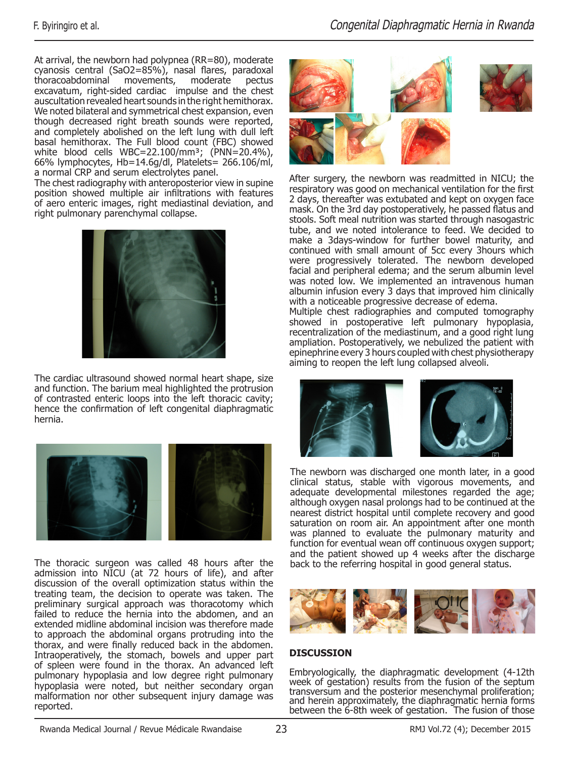At arrival, the newborn had polypnea (RR=80), moderate cyanosis central (SaO2=85%), nasal flares, paradoxal thoracoabdominal movements, moderate pectus excavatum, right-sided cardiac impulse and the chest auscultation revealed heart sounds in the right hemithorax. We noted bilateral and symmetrical chest expansion, even though decreased right breath sounds were reported, and completely abolished on the left lung with dull left basal hemithorax. The Full blood count (FBC) showed white blood cells WBC=22.100/mm³; (PNN=20.4%), 66% lymphocytes, Hb=14.6g/dl, Platelets= 266.106/ml, a normal CRP and serum electrolytes panel.

The chest radiography with anteroposterior view in supine position showed multiple air infiltrations with features of aero enteric images, right mediastinal deviation, and right pulmonary parenchymal collapse.

The cardiac ultrasound showed normal heart shape, size and function. The barium meal highlighted the protrusion of contrasted enteric loops into the left thoracic cavity; hence the confirmation of left congenital diaphragmatic hernia.

The thoracic surgeon was called 48 hours after the admission into NICU (at 72 hours of life), and after discussion of the overall optimization status within the treating team, the decision to operate was taken. The preliminary surgical approach was thoracotomy which failed to reduce the hernia into the abdomen, and an extended midline abdominal incision was therefore made to approach the abdominal organs protruding into the thorax, and were finally reduced back in the abdomen. Intraoperatively, the stomach, bowels and upper part of spleen were found in the thorax. An advanced left pulmonary hypoplasia and low degree right pulmonary hypoplasia were noted, but neither secondary organ malformation nor other subsequent injury damage was reported.

After surgery, the newborn was readmitted in NICU; the respiratory was good on mechanical ventilation for the first 2 days, thereafter was extubated and kept on oxygen face mask. On the 3rd day postoperatively, he passed flatus and stools. Soft meal nutrition was started through nasogastric tube, and we noted intolerance to feed. We decided to make a 3days-window for further bowel maturity, and continued with small amount of 5cc every 3hours which were progressively tolerated. The newborn developed facial and peripheral edema; and the serum albumin level was noted low. We implemented an intravenous human albumin infusion every 3 days that improved him clinically with a noticeable progressive decrease of edema.

Multiple chest radiographies and computed tomography showed in postoperative left pulmonary hypoplasia, recentralization of the mediastinum, and a good right lung ampliation. Postoperatively, we nebulized the patient with epinephrine every 3 hours coupled with chest physiotherapy aiming to reopen the left lung collapsed alveoli.

The newborn was discharged one month later, in a good clinical status, stable with vigorous movements, and adequate developmental milestones regarded the age; although oxygen nasal prolongs had to be continued at the nearest district hospital until complete recovery and good saturation on room air. An appointment after one month was planned to evaluate the pulmonary maturity and function for eventual wean off continuous oxygen support; and the patient showed up 4 weeks after the discharge back to the referring hospital in good general status.

## DISCUSSION

Embryologically, the diaphragmatic development (4-12th week of gestation) results from the fusion of the septum transversum and the posterior mesenchymal proliferation; and herein approximately, the diaphragmatic hernia forms between the 6-8th week of gestation. The fusion of those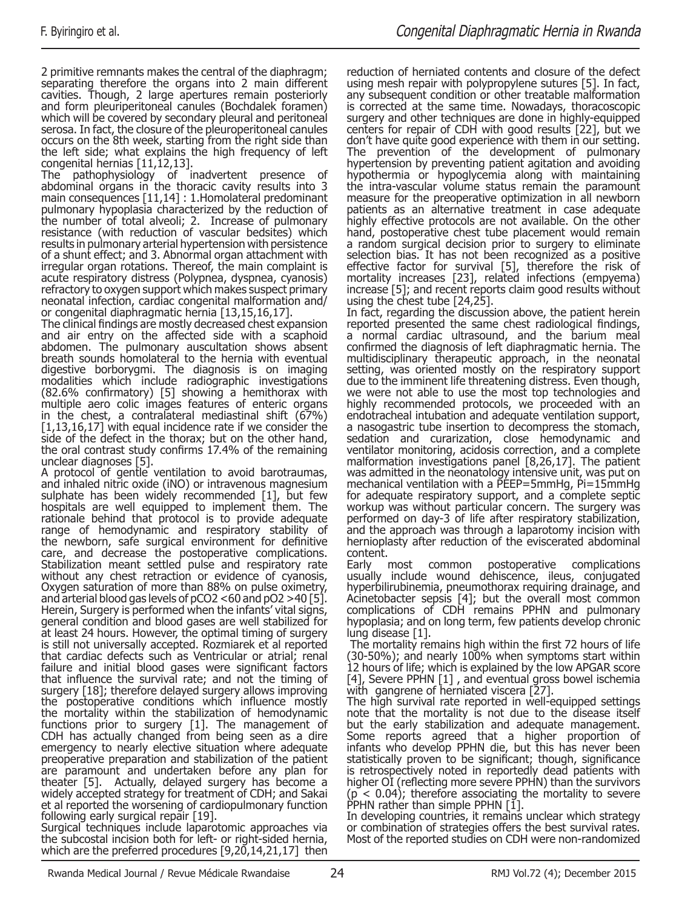2 primitive remnants makes the central of the diaphragm; separating therefore the organs into 2 main different cavities. Though, 2 large apertures remain posteriorly and form pleuriperitoneal canules (Bochdalek foramen) which will be covered by secondary pleural and peritoneal serosa. In fact, the closure of the pleuroperitoneal canules occurs on the 8th week, starting from the right side than the left side; what explains the high frequency of left congenital hernias [11,12,13].

The pathophysiology of inadvertent presence of abdominal organs in the thoracic cavity results into 3 main consequences [11,14] : 1.Homolateral predominant pulmonary hypoplasia characterized by the reduction of the number of total alveoli; 2. Increase of pulmonary resistance (with reduction of vascular bedsites) which results in pulmonary arterial hypertension with persistence of a shunt effect; and 3. Abnormal organ attachment with irregular organ rotations. Thereof, the main complaint is acute respiratory distress (Polypnea, dyspnea, cyanosis) refractory to oxygen support which makes suspect primary neonatal infection, cardiac congenital malformation and/or congenital diaphragmatic hernia [13,15,16,17].

The clinical findings are mostly decreased chest expansion and air entry on the affected side with a scaphoid abdomen. The pulmonary auscultation shows absent breath sounds homolateral to the hernia with eventual digestive borborygmi. The diagnosis is on imaging modalities which include radiographic investigations (82.6% confirmatory) [5] showing a hemithorax with multiple aero colic images features of enteric organs in the chest, a contralateral mediastinal shift (67%) [1,13,16,17] with equal incidence rate if we consider the side of the defect in the thorax; but on the other hand, the oral contrast study confirms 17.4% of the remaining unclear diagnoses [5].

A protocol of gentle ventilation to avoid barotraumas, and inhaled nitric oxide (iNO) or intravenous magnesium sulphate has been widely recommended [1], but few hospitals are well equipped to implement them. The rationale behind that protocol is to provide adequate range of hemodynamic and respiratory stability of the newborn, safe surgical environment for definitive care, and decrease the postoperative complications. Stabilization meant settled pulse and respiratory rate without any chest retraction or evidence of cyanosis, Oxygen saturation of more than 88% on pulse oximetry, and arterial blood gas levels of $pCO_2$ <60 and $pO_2$ >40 [5]. Herein, Surgery is performed when the infants' vital signs, general condition and blood gases are well stabilized for at least 24 hours. However, the optimal timing of surgery is still not universally accepted. Rozmiarek et al reported that cardiac defects such as Ventricular or atrial; renal failure and initial blood gases were significant factors that influence the survival rate; and not the timing of surgery [18]; therefore delayed surgery allows improving the postoperative conditions which influence mostly the mortality within the stabilization of hemodynamic functions prior to surgery [1]. The management of CDH has actually changed from being seen as a dire emergency to nearly elective situation where adequate preoperative preparation and stabilization of the patient are paramount and undertaken before any plan for theater [5]. Actually, delayed surgery has become a widely accepted strategy for treatment of CDH; and Sakai et al reported the worsening of cardiopulmonary function following early surgical repair [19].

Surgical techniques include laparotomic approaches via the subcostal incision both for left- or right-sided hernia, which are the preferred procedures [9,20,14,21,17] then reduction of herniated contents and closure of the defect using mesh repair with polypropylene sutures [5]. In fact, any subsequent condition or other treatable malformation is corrected at the same time. Nowadays, thoracoscopic surgery and other techniques are done in highly-equipped centers for repair of CDH with good results [22], but we don't have quite good experience with them in our setting. The prevention of the development of pulmonary hypertension by preventing patient agitation and avoiding hypothermia or hypoglycemia along with maintaining the intra-vascular volume status remain the paramount measure for the preoperative optimization in all newborn patients as an alternative treatment in case adequate highly effective protocols are not available. On the other hand, postoperative chest tube placement would remain a random surgical decision prior to surgery to eliminate selection bias. It has not been recognized as a positive effective factor for survival [5], therefore the risk of mortality increases [23], related infections (empyema) increase [5]; and recent reports claim good results without using the chest tube [24,25].

In fact, regarding the discussion above, the patient herein reported presented the same chest radiological findings, a normal cardiac ultrasound, and the barium meal confirmed the diagnosis of left diaphragmatic hernia. The multidisciplinary therapeutic approach, in the neonatal setting, was oriented mostly on the respiratory support due to the imminent life threatening distress. Even though, we were not able to use the most top technologies and highly recommended protocols, we proceeded with an endotracheal intubation and adequate ventilation support, a nasogastric tube insertion to decompress the stomach, sedation and curarization, close hemodynamic and ventilator monitoring, acidosis correction, and a complete malformation investigations panel [8,26,17]. The patient was admitted in the neonatology intensive unit, was put on mechanical ventilation with a PEEP=5mmHg, Pi=15mmHg for adequate respiratory support, and a complete septic workup was without particular concern. The surgery was performed on day-3 of life after respiratory stabilization, and the approach was through a laparotomy incision with hernioplasty after reduction of the eviscerated abdominal content.

Early most common postoperative complications usually include wound dehiscence, ileus, conjugated hyperbilirubinemia, pneumothorax requiring drainage, and Acinetobacter sepsis [4]; but the overall most common complications of CDH remains PPHN and pulmonary hypoplasia; and on long term, few patients develop chronic lung disease [1].

The mortality remains high within the first 72 hours of life (30-50%); and nearly 100% when symptoms start within 12 hours of life; which is explained by the low APGAR score [4], Severe PPHN [1] , and eventual gross bowel ischemia with gangrene of herniated viscera [27].

The high survival rate reported in well-equipped settings note that the mortality is not due to the disease itself but the early stabilization and adequate management. Some reports agreed that a higher proportion of infants who develop PPHN die, but this has never been statistically proven to be significant; though, significance is retrospectively noted in reportedly dead patients with higher OI (reflecting more severe PPHN) than the survivors ($p < 0.04$); therefore associating the mortality to severe PPHN rather than simple PPHN [1].

In developing countries, it remains unclear which strategy or combination of strategies offers the best survival rates. Most of the reported studies on CDH were non-randomized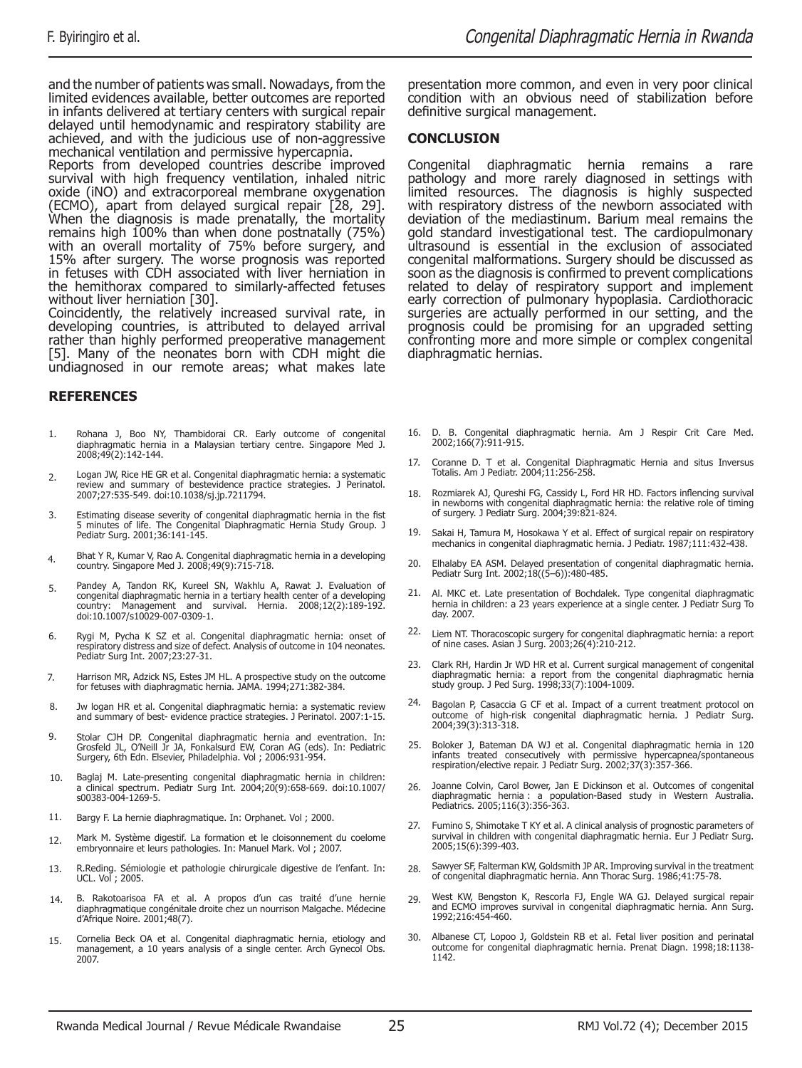and the number of patients was small. Nowadays, from the limited evidences available, better outcomes are reported in infants delivered at tertiary centers with surgical repair delayed until hemodynamic and respiratory stability are achieved, and with the judicious use of non-aggressive mechanical ventilation and permissive hypercapnia.

Reports from developed countries describe improved survival with high frequency ventilation, inhaled nitric oxide (iNO) and extracorporeal membrane oxygenation (ECMO), apart from delayed surgical repair [28, 29]. When the diagnosis is made prenatally, the mortality remains high 100% than when done postnatally (75%) with an overall mortality of 75% before surgery, and 15% after surgery. The worse prognosis was reported in fetuses with CDH associated with liver herniation in the hemithorax compared to similarly-affected fetuses without liver herniation [30].

Coincidently, the relatively increased survival rate, in developing countries, is attributed to delayed arrival rather than highly performed preoperative management [5]. Many of the neonates born with CDH might die undiagnosed in our remote areas; what makes late presentation more common, and even in very poor clinical condition with an obvious need of stabilization before definitive surgical management.

## CONCLUSION

Congenital diaphragmatic hernia remains a rare pathology and more rarely diagnosed in settings with limited resources. The diagnosis is highly suspected with respiratory distress of the newborn associated with deviation of the mediastinum. Barium meal remains the gold standard investigational test. The cardiopulmonary ultrasound is essential in the exclusion of associated congenital malformations. Surgery should be discussed as soon as the diagnosis is confirmed to prevent complications related to delay of respiratory support and implement early correction of pulmonary hypoplasia. Cardiothoracic surgeries are actually performed in our setting, and the prognosis could be promising for an upgraded setting confronting more and more simple or complex congenital diaphragmatic hernias.

## REFERENCES

1. Rohana J, Boo NY, Thambidorai CR. Early outcome of congenital diaphragmatic hernia in a Malaysian tertiary centre. Singapore Med J. 2008;49(2):142-144.
2. Logan JW, Rice HE GR et al. Congenital diaphragmatic hernia: a systematic review and summary of bestevidence practice strategies. J Perinatol. 2007;27:535-549. doi:10.1038/sj.jp.7211794.
3. Estimating disease severity of congenital diaphragmatic hernia in the fist 5 minutes of life. The Congenital Diaphragmatic Hernia Study Group. J Pediatr Surg. 2001;36:141-145.
4. Bhat Y R, Kumar V, Rao A. Congenital diaphragmatic hernia in a developing country. Singapore Med J. 2008;49(9):715-718.
5. Pandey A, Tandon RK, Kureel SN, Wakhlu A, Rawat J. Evaluation of congenital diaphragmatic hernia in a tertiary health center of a developing country: Management and survival. Hernia. 2008;12(2):189-192. doi:10.1007/s10029-007-0309-1.
6. Rygi M, Pycha K SZ et al. Congenital diaphragmatic hernia: onset of respiratory distress and size of defect. Analysis of outcome in 104 neonates. Pediatr Surg Int. 2007;23:27-31.
7. Harrison MR, Adzick NS, Estes JM HL. A prospective study on the outcome for fetuses with diaphragmatic hernia. JAMA. 1994;271:382-384.
8. Jw logan HR et al. Congenital diaphragmatic hernia: a systematic review and summary of best- evidence practice strategies. J Perinatol. 2007:1-15.
9. Stolar CJH DP. Congenital diaphragmatic hernia and eventration. In: Grosfeld JL, O'Neill Jr JA, Fonkalsurd EW, Coran AG (eds). In: Pediatric Surgery, 6th Edn. Elsevier, Philadelphia. Vol ; 2006:931-954.
10. Baglaj M. Late-presenting congenital diaphragmatic hernia in children: a clinical spectrum. Pediatr Surg Int. 2004;20(9):658-669. doi:10.1007/s00383-004-1269-5.
11. Bargy F. La hernie diaphragmatique. In: Orphanet. Vol ; 2000.
12. Mark M. Système digestif. La formation et le cloisonnement du coelome embryonnaire et leurs pathologies. In: Manuel Mark. Vol ; 2007.
13. R.Reding. Sémiologie et pathologie chirurgicale digestive de l'enfant. In: UCL. Vol ; 2005.
14. B. Rakotoarisoa FA et al. A propos d'un cas traité d'une hernie diaphragmatique congénitale droite chez un nourrison Malgache. Médecine d'Afrique Noire. 2001;48(7).
15. Cornelia Beck OA et al. Congenital diaphragmatic hernia, etiology and management, a 10 years analysis of a single center. Arch Gynecol Obs. 2007.
16. D. B. Congenital diaphragmatic hernia. Am J Respir Crit Care Med. 2002;166(7):911-915.
17. Coranne D. T et al. Congenital Diaphragmatic Hernia and situs Inversus Totalis. Am J Pediatr. 2004;11:256-258.
18. Rozmiarek AJ, Qureshi FG, Cassidy L, Ford HR HD. Factors inflencing survival in newborns with congenital diaphragmatic hernia: the relative role of timing of surgery. J Pediatr Surg. 2004;39:821-824.
19. Sakai H, Tamura M, Hosokawa Y et al. Effect of surgical repair on respiratory mechanics in congenital diaphragmatic hernia. J Pediatr. 1987;111:432-438.
20. Elhalaby EA ASM. Delayed presentation of congenital diaphragmatic hernia. Pediatr Surg Int. 2002;18((5–6)):480-485.
21. Al. MKC et. Late presentation of Bochdalek. Type congenital diaphragmatic hernia in children: a 23 years experience at a single center. J Pediatr Surg To day. 2007.
22. Liem NT. Thoracoscopic surgery for congenital diaphragmatic hernia: a report of nine cases. Asian J Surg. 2003;26(4):210-212.
23. Clark RH, Hardin Jr WD HR et al. Current surgical management of congenital diaphragmatic hernia: a report from the congenital diaphragmatic hernia study group. J Ped Surg. 1998;33(7):1004-1009.
24. Bagolan P, Casaccia G CF et al. Impact of a current treatment protocol on outcome of high-risk congenital diaphragmatic hernia. J Pediatr Surg. 2004;39(3):313-318.
25. Boloker J, Bateman DA WJ et al. Congenital diaphragmatic hernia in 120 infants treated consecutively with permissive hypercapnea/spontaneous respiration/elective repair. J Pediatr Surg. 2002;37(3):357-366.
26. Joanne Colvin, Carol Bower, Jan E Dickinson et al. Outcomes of congenital diaphragmatic hernia : a population-Based study in Western Australia. Pediatrics. 2005;116(3):356-363.
27. Fumino S, Shimotake T KY et al. A clinical analysis of prognostic parameters of survival in children with congenital diaphragmatic hernia. Eur J Pediatr Surg. 2005;15(6):399-403.
28. Sawyer SF, Falterman KW, Goldsmith JP AR. Improving survival in the treatment of congenital diaphragmatic hernia. Ann Thorac Surg. 1986;41:75-78.
29. West KW, Bengston K, Rescorla FJ, Engle WA GJ. Delayed surgical repair and ECMO improves survival in congenital diaphragmatic hernia. Ann Surg. 1992;216:454-460.
30. Albanese CT, Lopoo J, Goldstein RB et al. Fetal liver position and perinatal outcome for congenital diaphragmatic hernia. Prenat Diagn. 1998;18:1138-1142.